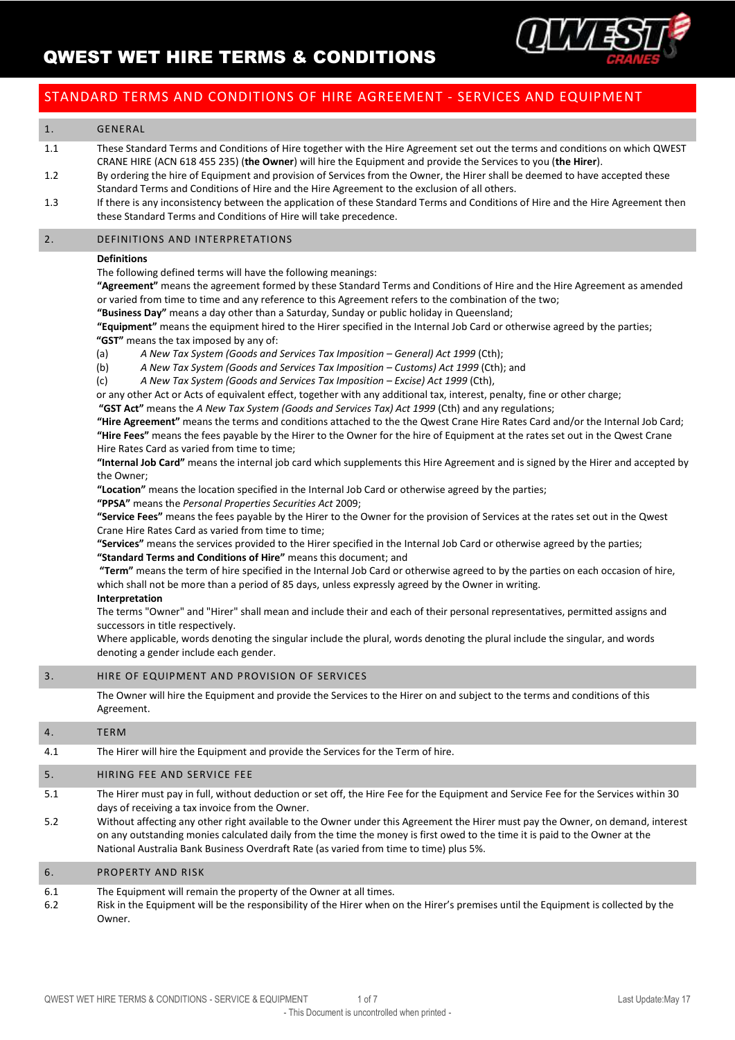# QWEST WET HIRE TERMS & CONDITIONS

## STANDARD TERMS AND CONDITIONS OF HIRE AGREEMENT - SERVICES AND EQUIPMENT

### 1. GENERAL

1.1 These Standard Terms and Conditions of Hire together with the Hire Agreement set out the terms and conditions on which QWEST CRANE HIRE (ACN 618 455 235) (**the Owner**) will hire the Equipment and provide the Services to you (**the Hirer**).

1.2 By ordering the hire of Equipment and provision of Services from the Owner, the Hirer shall be deemed to have accepted these Standard Terms and Conditions of Hire and the Hire Agreement to the exclusion of all others.

1.3 If there is any inconsistency between the application of these Standard Terms and Conditions of Hire and the Hire Agreement then these Standard Terms and Conditions of Hire will take precedence.

### 2. DEFINITIONS AND INTERPRETATIONS

**Definitions**

The following defined terms will have the following meanings:

**"Agreement"** means the agreement formed by these Standard Terms and Conditions of Hire and the Hire Agreement as amended or varied from time to time and any reference to this Agreement refers to the combination of the two;

**"Business Day"** means a day other than a Saturday, Sunday or public holiday in Queensland;

**"Equipment"** means the equipment hired to the Hirer specified in the Internal Job Card or otherwise agreed by the parties;

**"GST"** means the tax imposed by any of:

(a) *A New Tax System (Goods and Services Tax Imposition – General) Act 1999* (Cth);

(b) *A New Tax System (Goods and Services Tax Imposition – Customs) Act 1999* (Cth); and

(c) *A New Tax System (Goods and Services Tax Imposition – Excise) Act 1999* (Cth),

or any other Act or Acts of equivalent effect, together with any additional tax, interest, penalty, fine or other charge;

**"GST Act"** means the *A New Tax System (Goods and Services Tax) Act 1999* (Cth) and any regulations;

**"Hire Agreement"** means the terms and conditions attached to the the Qwest Crane Hire Rates Card and/or the Internal Job Card;

**"Hire Fees"** means the fees payable by the Hirer to the Owner for the hire of Equipment at the rates set out in the Qwest Crane Hire Rates Card as varied from time to time;

**"Internal Job Card"** means the internal job card which supplements this Hire Agreement and is signed by the Hirer and accepted by the Owner;

**"Location"** means the location specified in the Internal Job Card or otherwise agreed by the parties;

**"PPSA"** means the *Personal Properties Securities Act* 2009;

**"Service Fees"** means the fees payable by the Hirer to the Owner for the provision of Services at the rates set out in the Qwest Crane Hire Rates Card as varied from time to time;

**"Services"** means the services provided to the Hirer specified in the Internal Job Card or otherwise agreed by the parties;

**"Standard Terms and Conditions of Hire"** means this document; and

**"Term"** means the term of hire specified in the Internal Job Card or otherwise agreed to by the parties on each occasion of hire, which shall not be more than a period of 85 days, unless expressly agreed by the Owner in writing.

**Interpretation**

The terms "Owner" and "Hirer" shall mean and include their and each of their personal representatives, permitted assigns and successors in title respectively.

Where applicable, words denoting the singular include the plural, words denoting the plural include the singular, and words denoting a gender include each gender.

### 3. HIRE OF EQUIPMENT AND PROVISION OF SERVICES

The Owner will hire the Equipment and provide the Services to the Hirer on and subject to the terms and conditions of this Agreement.

### 4. TERM

4.1 The Hirer will hire the Equipment and provide the Services for the Term of hire.

### 5. HIRING FEE AND SERVICE FEE

5.1 The Hirer must pay in full, without deduction or set off, the Hire Fee for the Equipment and Service Fee for the Services within 30 days of receiving a tax invoice from the Owner.

5.2 Without affecting any other right available to the Owner under this Agreement the Hirer must pay the Owner, on demand, interest on any outstanding monies calculated daily from the time the money is first owed to the time it is paid to the Owner at the National Australia Bank Business Overdraft Rate (as varied from time to time) plus 5%.

### 6. PROPERTY AND RISK

6.1 The Equipment will remain the property of the Owner at all times.

6.2 Risk in the Equipment will be the responsibility of the Hirer when on the Hirer's premises until the Equipment is collected by the Owner.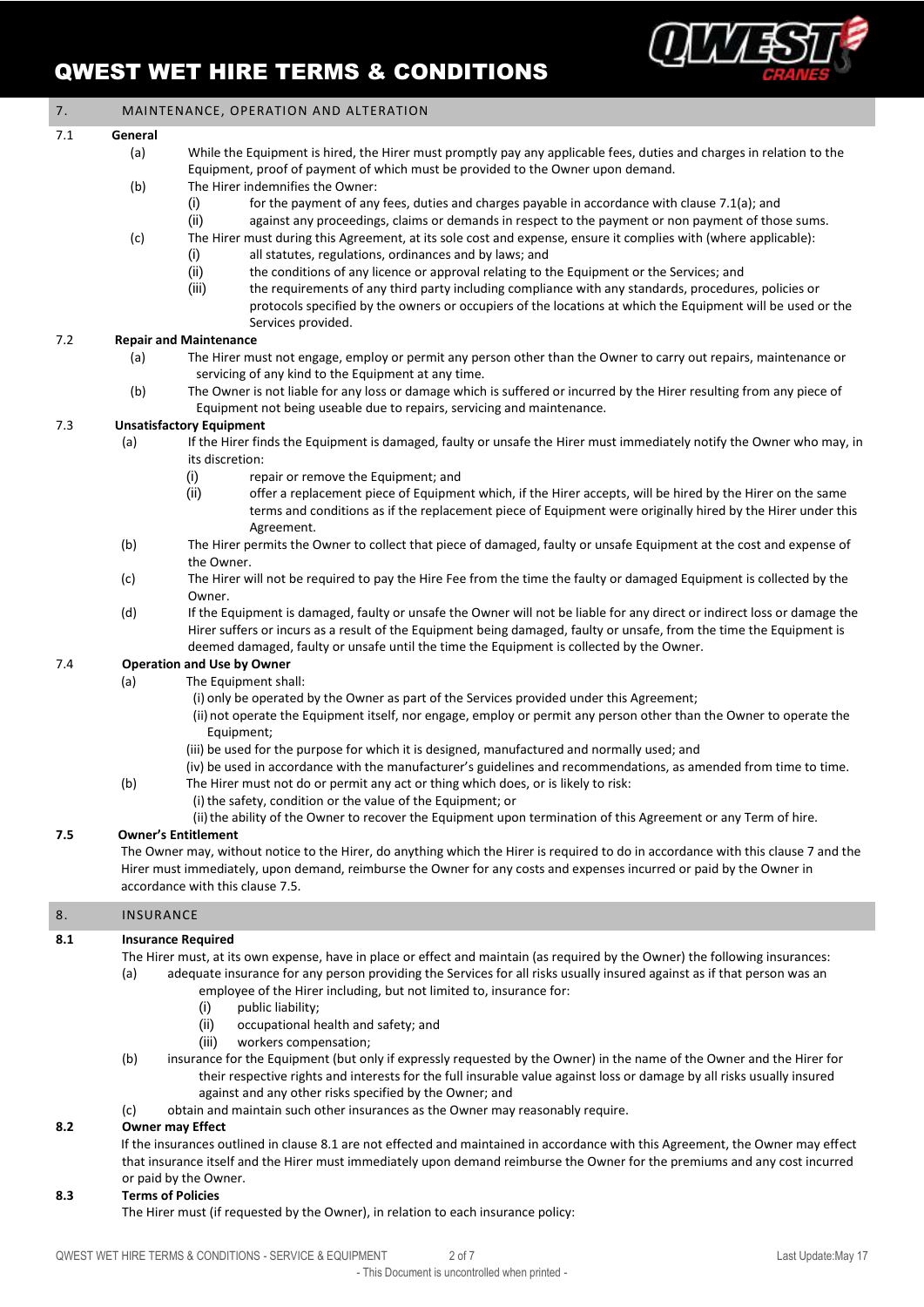## 7. MAINTENANCE, OPERATION AND ALTERATION

### 7.1 General

(a) While the Equipment is hired, the Hirer must promptly pay any applicable fees, duties and charges in relation to the Equipment, proof of payment of which must be provided to the Owner upon demand.

(b) The Hirer indemnifies the Owner:

- (i) for the payment of any fees, duties and charges payable in accordance with clause 7.1(a); and
- (ii) against any proceedings, claims or demands in respect to the payment or non payment of those sums.

(c) The Hirer must during this Agreement, at its sole cost and expense, ensure it complies with (where applicable):

- (i) all statutes, regulations, ordinances and by laws; and
- (ii) the conditions of any licence or approval relating to the Equipment or the Services; and
- (iii) the requirements of any third party including compliance with any standards, procedures, policies or protocols specified by the owners or occupiers of the locations at which the Equipment will be used or the Services provided.

### 7.2 Repair and Maintenance

(a) The Hirer must not engage, employ or permit any person other than the Owner to carry out repairs, maintenance or servicing of any kind to the Equipment at any time.

(b) The Owner is not liable for any loss or damage which is suffered or incurred by the Hirer resulting from any piece of Equipment not being useable due to repairs, servicing and maintenance.

### 7.3 Unsatisfactory Equipment

(a) If the Hirer finds the Equipment is damaged, faulty or unsafe the Hirer must immediately notify the Owner who may, in its discretion:

- (i) repair or remove the Equipment; and
- (ii) offer a replacement piece of Equipment which, if the Hirer accepts, will be hired by the Hirer on the same terms and conditions as if the replacement piece of Equipment were originally hired by the Hirer under this Agreement.

(b) The Hirer permits the Owner to collect that piece of damaged, faulty or unsafe Equipment at the cost and expense of the Owner.

(c) The Hirer will not be required to pay the Hire Fee from the time the faulty or damaged Equipment is collected by the Owner.

(d) If the Equipment is damaged, faulty or unsafe the Owner will not be liable for any direct or indirect loss or damage the Hirer suffers or incurs as a result of the Equipment being damaged, faulty or unsafe, from the time the Equipment is deemed damaged, faulty or unsafe until the time the Equipment is collected by the Owner.

### 7.4 Operation and Use by Owner

(a) The Equipment shall:

- (i) only be operated by the Owner as part of the Services provided under this Agreement;
- (ii) not operate the Equipment itself, nor engage, employ or permit any person other than the Owner to operate the Equipment;
- (iii) be used for the purpose for which it is designed, manufactured and normally used; and
- (iv) be used in accordance with the manufacturer's guidelines and recommendations, as amended from time to time.

(b) The Hirer must not do or permit any act or thing which does, or is likely to risk:

- (i) the safety, condition or the value of the Equipment; or
- (ii) the ability of the Owner to recover the Equipment upon termination of this Agreement or any Term of hire.

### 7.5 Owner's Entitlement

The Owner may, without notice to the Hirer, do anything which the Hirer is required to do in accordance with this clause 7 and the Hirer must immediately, upon demand, reimburse the Owner for any costs and expenses incurred or paid by the Owner in accordance with this clause 7.5.

## 8. INSURANCE

### 8.1 Insurance Required

The Hirer must, at its own expense, have in place or effect and maintain (as required by the Owner) the following insurances:

(a) adequate insurance for any person providing the Services for all risks usually insured against as if that person was an employee of the Hirer including, but not limited to, insurance for:

- (i) public liability;
- (ii) occupational health and safety; and
- (iii) workers compensation;

(b) insurance for the Equipment (but only if expressly requested by the Owner) in the name of the Owner and the Hirer for their respective rights and interests for the full insurable value against loss or damage by all risks usually insured against and any other risks specified by the Owner; and

(c) obtain and maintain such other insurances as the Owner may reasonably require.

### 8.2 Owner may Effect

If the insurances outlined in clause 8.1 are not effected and maintained in accordance with this Agreement, the Owner may effect that insurance itself and the Hirer must immediately upon demand reimburse the Owner for the premiums and any cost incurred or paid by the Owner.

### 8.3 Terms of Policies

The Hirer must (if requested by the Owner), in relation to each insurance policy: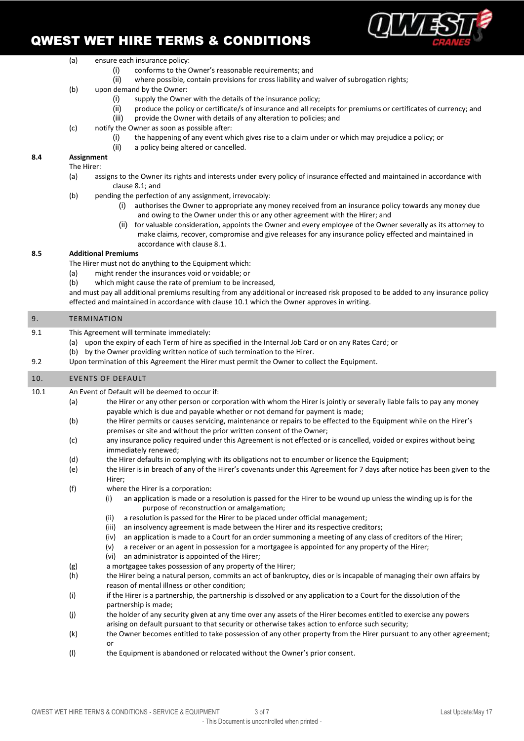(a) ensure each insurance policy:

  (i) conforms to the Owner's reasonable requirements; and
  (ii) where possible, contain provisions for cross liability and waiver of subrogation rights;

(b) upon demand by the Owner:

  (i) supply the Owner with the details of the insurance policy;
  (ii) produce the policy or certificate/s of insurance and all receipts for premiums or certificates of currency; and
  (iii) provide the Owner with details of any alteration to policies; and

(c) notify the Owner as soon as possible after:

  (i) the happening of any event which gives rise to a claim under or which may prejudice a policy; or
  (ii) a policy being altered or cancelled.

**8.4 Assignment**

The Hirer:

(a) assigns to the Owner its rights and interests under every policy of insurance effected and maintained in accordance with clause 8.1; and

(b) pending the perfection of any assignment, irrevocably:

  (i) authorises the Owner to appropriate any money received from an insurance policy towards any money due and owing to the Owner under this or any other agreement with the Hirer; and
  (ii) for valuable consideration, appoints the Owner and every employee of the Owner severally as its attorney to make claims, recover, compromise and give releases for any insurance policy effected and maintained in accordance with clause 8.1.

**8.5 Additional Premiums**

The Hirer must not do anything to the Equipment which:

(a) might render the insurances void or voidable; or
(b) which might cause the rate of premium to be increased,

and must pay all additional premiums resulting from any additional or increased risk proposed to be added to any insurance policy effected and maintained in accordance with clause 10.1 which the Owner approves in writing.

## 9. TERMINATION

9.1 This Agreement will terminate immediately:

(a) upon the expiry of each Term of hire as specified in the Internal Job Card or on any Rates Card; or
(b) by the Owner providing written notice of such termination to the Hirer.

9.2 Upon termination of this Agreement the Hirer must permit the Owner to collect the Equipment.

## 10. EVENTS OF DEFAULT

10.1 An Event of Default will be deemed to occur if:

(a) the Hirer or any other person or corporation with whom the Hirer is jointly or severally liable fails to pay any money payable which is due and payable whether or not demand for payment is made;

(b) the Hirer permits or causes servicing, maintenance or repairs to be effected to the Equipment while on the Hirer's premises or site and without the prior written consent of the Owner;

(c) any insurance policy required under this Agreement is not effected or is cancelled, voided or expires without being immediately renewed;

(d) the Hirer defaults in complying with its obligations not to encumber or licence the Equipment;

(e) the Hirer is in breach of any of the Hirer's covenants under this Agreement for 7 days after notice has been given to the Hirer;

(f) where the Hirer is a corporation:

  (i) an application is made or a resolution is passed for the Hirer to be wound up unless the winding up is for the purpose of reconstruction or amalgamation;
  (ii) a resolution is passed for the Hirer to be placed under official management;
  (iii) an insolvency agreement is made between the Hirer and its respective creditors;
  (iv) an application is made to a Court for an order summoning a meeting of any class of creditors of the Hirer;
  (v) a receiver or an agent in possession for a mortgagee is appointed for any property of the Hirer;
  (vi) an administrator is appointed of the Hirer;

(g) a mortgagee takes possession of any property of the Hirer;

(h) the Hirer being a natural person, commits an act of bankruptcy, dies or is incapable of managing their own affairs by reason of mental illness or other condition;

(i) if the Hirer is a partnership, the partnership is dissolved or any application to a Court for the dissolution of the partnership is made;

(j) the holder of any security given at any time over any assets of the Hirer becomes entitled to exercise any powers arising on default pursuant to that security or otherwise takes action to enforce such security;

(k) the Owner becomes entitled to take possession of any other property from the Hirer pursuant to any other agreement; or

(l) the Equipment is abandoned or relocated without the Owner's prior consent.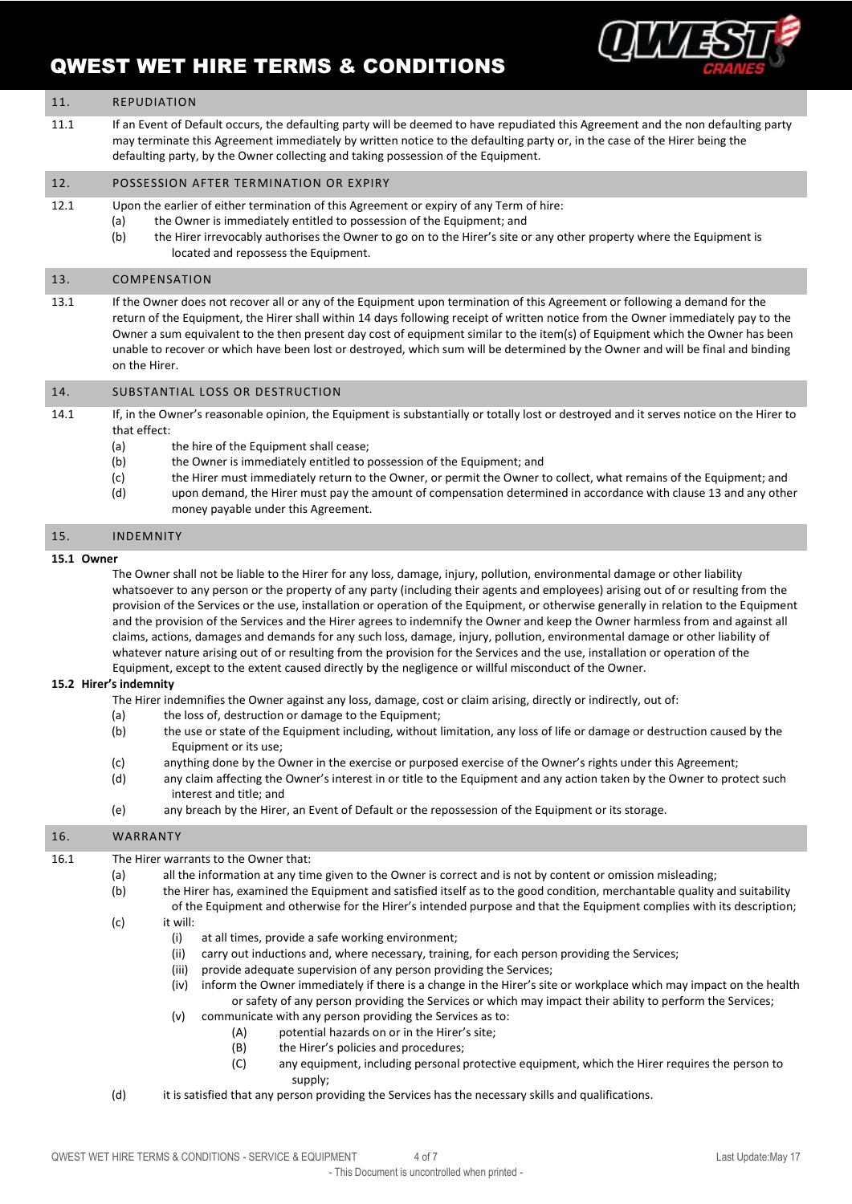## 11. REPUDIATION

11.1 If an Event of Default occurs, the defaulting party will be deemed to have repudiated this Agreement and the non defaulting party may terminate this Agreement immediately by written notice to the defaulting party or, in the case of the Hirer being the defaulting party, by the Owner collecting and taking possession of the Equipment.

## 12. POSSESSION AFTER TERMINATION OR EXPIRY

12.1 Upon the earlier of either termination of this Agreement or expiry of any Term of hire:

(a) the Owner is immediately entitled to possession of the Equipment; and

(b) the Hirer irrevocably authorises the Owner to go on to the Hirer's site or any other property where the Equipment is located and repossess the Equipment.

## 13. COMPENSATION

13.1 If the Owner does not recover all or any of the Equipment upon termination of this Agreement or following a demand for the return of the Equipment, the Hirer shall within 14 days following receipt of written notice from the Owner immediately pay to the Owner a sum equivalent to the then present day cost of equipment similar to the item(s) of Equipment which the Owner has been unable to recover or which have been lost or destroyed, which sum will be determined by the Owner and will be final and binding on the Hirer.

## 14. SUBSTANTIAL LOSS OR DESTRUCTION

14.1 If, in the Owner's reasonable opinion, the Equipment is substantially or totally lost or destroyed and it serves notice on the Hirer to that effect:

(a) the hire of the Equipment shall cease;

(b) the Owner is immediately entitled to possession of the Equipment; and

(c) the Hirer must immediately return to the Owner, or permit the Owner to collect, what remains of the Equipment; and

(d) upon demand, the Hirer must pay the amount of compensation determined in accordance with clause 13 and any other money payable under this Agreement.

## 15. INDEMNITY

**15.1 Owner**

The Owner shall not be liable to the Hirer for any loss, damage, injury, pollution, environmental damage or other liability whatsoever to any person or the property of any party (including their agents and employees) arising out of or resulting from the provision of the Services or the use, installation or operation of the Equipment, or otherwise generally in relation to the Equipment and the provision of the Services and the Hirer agrees to indemnify the Owner and keep the Owner harmless from and against all claims, actions, damages and demands for any such loss, damage, injury, pollution, environmental damage or other liability of whatever nature arising out of or resulting from the provision for the Services and the use, installation or operation of the Equipment, except to the extent caused directly by the negligence or willful misconduct of the Owner.

**15.2 Hirer's indemnity**

The Hirer indemnifies the Owner against any loss, damage, cost or claim arising, directly or indirectly, out of:

(a) the loss of, destruction or damage to the Equipment;

(b) the use or state of the Equipment including, without limitation, any loss of life or damage or destruction caused by the Equipment or its use;

(c) anything done by the Owner in the exercise or purposed exercise of the Owner's rights under this Agreement;

(d) any claim affecting the Owner's interest in or title to the Equipment and any action taken by the Owner to protect such interest and title; and

(e) any breach by the Hirer, an Event of Default or the repossession of the Equipment or its storage.

## 16. WARRANTY

16.1 The Hirer warrants to the Owner that:

(a) all the information at any time given to the Owner is correct and is not by content or omission misleading;

(b) the Hirer has, examined the Equipment and satisfied itself as to the good condition, merchantable quality and suitability of the Equipment and otherwise for the Hirer's intended purpose and that the Equipment complies with its description;

(c) it will:

- (i) at all times, provide a safe working environment;
- (ii) carry out inductions and, where necessary, training, for each person providing the Services;
- (iii) provide adequate supervision of any person providing the Services;
- (iv) inform the Owner immediately if there is a change in the Hirer's site or workplace which may impact on the health or safety of any person providing the Services or which may impact their ability to perform the Services;
- (v) communicate with any person providing the Services as to:
  - (A) potential hazards on or in the Hirer's site;
  - (B) the Hirer's policies and procedures;
  - (C) any equipment, including personal protective equipment, which the Hirer requires the person to supply;

(d) it is satisfied that any person providing the Services has the necessary skills and qualifications.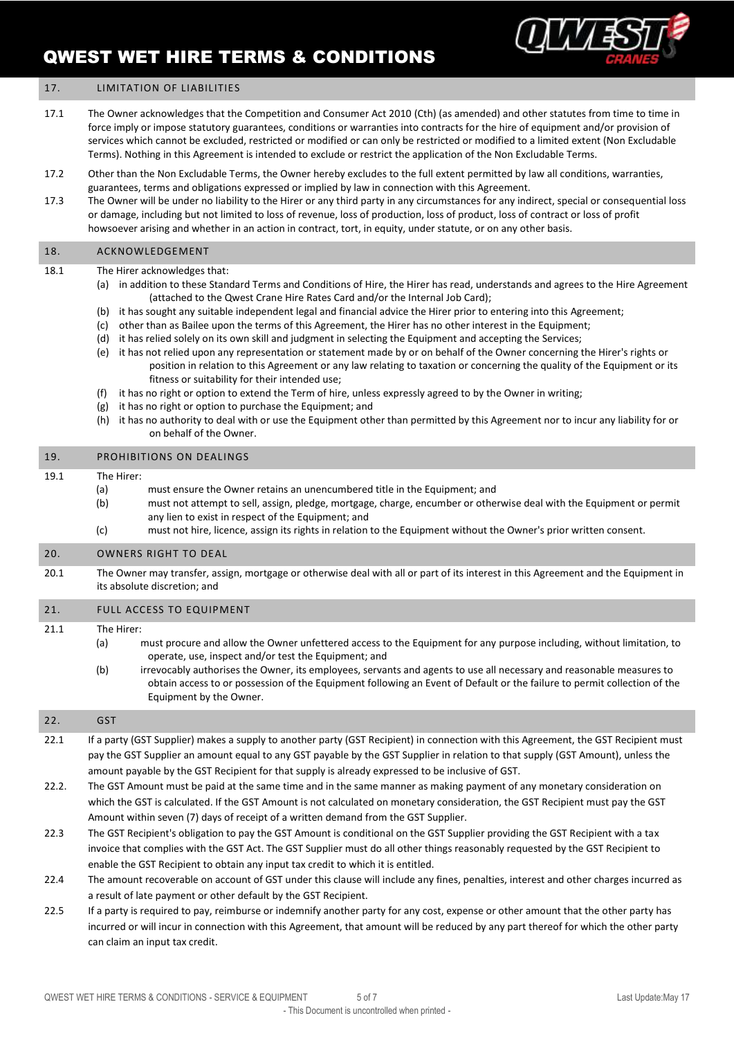## 17. LIMITATION OF LIABILITIES

17.1 The Owner acknowledges that the Competition and Consumer Act 2010 (Cth) (as amended) and other statutes from time to time in force imply or impose statutory guarantees, conditions or warranties into contracts for the hire of equipment and/or provision of services which cannot be excluded, restricted or modified or can only be restricted or modified to a limited extent (Non Excludable Terms). Nothing in this Agreement is intended to exclude or restrict the application of the Non Excludable Terms.

17.2 Other than the Non Excludable Terms, the Owner hereby excludes to the full extent permitted by law all conditions, warranties, guarantees, terms and obligations expressed or implied by law in connection with this Agreement.

17.3 The Owner will be under no liability to the Hirer or any third party in any circumstances for any indirect, special or consequential loss or damage, including but not limited to loss of revenue, loss of production, loss of product, loss of contract or loss of profit howsoever arising and whether in an action in contract, tort, in equity, under statute, or on any other basis.

## 18. ACKNOWLEDGEMENT

18.1 The Hirer acknowledges that:

(a) in addition to these Standard Terms and Conditions of Hire, the Hirer has read, understands and agrees to the Hire Agreement (attached to the Qwest Crane Hire Rates Card and/or the Internal Job Card);

(b) it has sought any suitable independent legal and financial advice the Hirer prior to entering into this Agreement;

(c) other than as Bailee upon the terms of this Agreement, the Hirer has no other interest in the Equipment;

(d) it has relied solely on its own skill and judgment in selecting the Equipment and accepting the Services;

(e) it has not relied upon any representation or statement made by or on behalf of the Owner concerning the Hirer's rights or position in relation to this Agreement or any law relating to taxation or concerning the quality of the Equipment or its fitness or suitability for their intended use;

(f) it has no right or option to extend the Term of hire, unless expressly agreed to by the Owner in writing;

(g) it has no right or option to purchase the Equipment; and

(h) it has no authority to deal with or use the Equipment other than permitted by this Agreement nor to incur any liability for or on behalf of the Owner.

## 19. PROHIBITIONS ON DEALINGS

19.1 The Hirer:

(a) must ensure the Owner retains an unencumbered title in the Equipment; and

(b) must not attempt to sell, assign, pledge, mortgage, charge, encumber or otherwise deal with the Equipment or permit any lien to exist in respect of the Equipment; and

(c) must not hire, licence, assign its rights in relation to the Equipment without the Owner's prior written consent.

## 20. OWNERS RIGHT TO DEAL

20.1 The Owner may transfer, assign, mortgage or otherwise deal with all or part of its interest in this Agreement and the Equipment in its absolute discretion; and

## 21. FULL ACCESS TO EQUIPMENT

21.1 The Hirer:

(a) must procure and allow the Owner unfettered access to the Equipment for any purpose including, without limitation, to operate, use, inspect and/or test the Equipment; and

(b) irrevocably authorises the Owner, its employees, servants and agents to use all necessary and reasonable measures to obtain access to or possession of the Equipment following an Event of Default or the failure to permit collection of the Equipment by the Owner.

## 22. GST

22.1 If a party (GST Supplier) makes a supply to another party (GST Recipient) in connection with this Agreement, the GST Recipient must pay the GST Supplier an amount equal to any GST payable by the GST Supplier in relation to that supply (GST Amount), unless the amount payable by the GST Recipient for that supply is already expressed to be inclusive of GST.

22.2. The GST Amount must be paid at the same time and in the same manner as making payment of any monetary consideration on which the GST is calculated. If the GST Amount is not calculated on monetary consideration, the GST Recipient must pay the GST Amount within seven (7) days of receipt of a written demand from the GST Supplier.

22.3 The GST Recipient's obligation to pay the GST Amount is conditional on the GST Supplier providing the GST Recipient with a tax invoice that complies with the GST Act. The GST Supplier must do all other things reasonably requested by the GST Recipient to enable the GST Recipient to obtain any input tax credit to which it is entitled.

22.4 The amount recoverable on account of GST under this clause will include any fines, penalties, interest and other charges incurred as a result of late payment or other default by the GST Recipient.

22.5 If a party is required to pay, reimburse or indemnify another party for any cost, expense or other amount that the other party has incurred or will incur in connection with this Agreement, that amount will be reduced by any part thereof for which the other party can claim an input tax credit.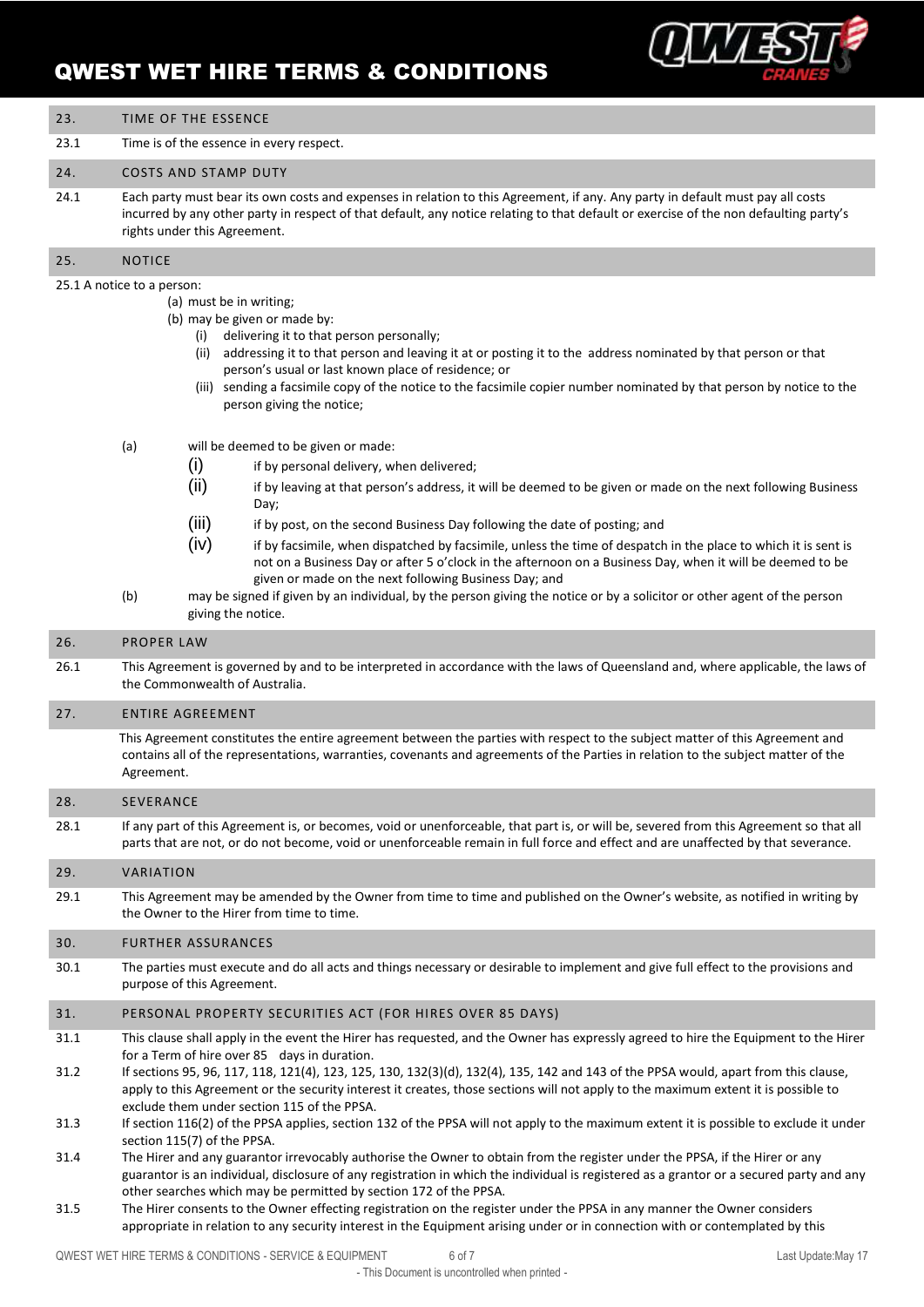## 23. TIME OF THE ESSENCE

23.1 Time is of the essence in every respect.

## 24. COSTS AND STAMP DUTY

24.1 Each party must bear its own costs and expenses in relation to this Agreement, if any. Any party in default must pay all costs incurred by any other party in respect of that default, any notice relating to that default or exercise of the non defaulting party's rights under this Agreement.

## 25. NOTICE

25.1 A notice to a person:

- (a) must be in writing;
- (b) may be given or made by:
  - (i) delivering it to that person personally;
  - (ii) addressing it to that person and leaving it at or posting it to the address nominated by that person or that person's usual or last known place of residence; or
  - (iii) sending a facsimile copy of the notice to the facsimile copier number nominated by that person by notice to the person giving the notice;

- (a) will be deemed to be given or made:
  - (i) if by personal delivery, when delivered;
  - (ii) if by leaving at that person's address, it will be deemed to be given or made on the next following Business Day;
  - (iii) if by post, on the second Business Day following the date of posting; and
  - (iv) if by facsimile, when dispatched by facsimile, unless the time of despatch in the place to which it is sent is not on a Business Day or after 5 o'clock in the afternoon on a Business Day, when it will be deemed to be given or made on the next following Business Day; and
- (b) may be signed if given by an individual, by the person giving the notice or by a solicitor or other agent of the person giving the notice.

## 26. PROPER LAW

26.1 This Agreement is governed by and to be interpreted in accordance with the laws of Queensland and, where applicable, the laws of the Commonwealth of Australia.

## 27. ENTIRE AGREEMENT

This Agreement constitutes the entire agreement between the parties with respect to the subject matter of this Agreement and contains all of the representations, warranties, covenants and agreements of the Parties in relation to the subject matter of the Agreement.

## 28. SEVERANCE

28.1 If any part of this Agreement is, or becomes, void or unenforceable, that part is, or will be, severed from this Agreement so that all parts that are not, or do not become, void or unenforceable remain in full force and effect and are unaffected by that severance.

## 29. VARIATION

29.1 This Agreement may be amended by the Owner from time to time and published on the Owner's website, as notified in writing by the Owner to the Hirer from time to time.

## 30. FURTHER ASSURANCES

30.1 The parties must execute and do all acts and things necessary or desirable to implement and give full effect to the provisions and purpose of this Agreement.

## 31. PERSONAL PROPERTY SECURITIES ACT (FOR HIRES OVER 85 DAYS)

31.1 This clause shall apply in the event the Hirer has requested, and the Owner has expressly agreed to hire the Equipment to the Hirer for a Term of hire over 85 days in duration.

31.2 If sections 95, 96, 117, 118, 121(4), 123, 125, 130, 132(3)(d), 132(4), 135, 142 and 143 of the PPSA would, apart from this clause, apply to this Agreement or the security interest it creates, those sections will not apply to the maximum extent it is possible to exclude them under section 115 of the PPSA.

31.3 If section 116(2) of the PPSA applies, section 132 of the PPSA will not apply to the maximum extent it is possible to exclude it under section 115(7) of the PPSA.

31.4 The Hirer and any guarantor irrevocably authorise the Owner to obtain from the register under the PPSA, if the Hirer or any guarantor is an individual, disclosure of any registration in which the individual is registered as a grantor or a secured party and any other searches which may be permitted by section 172 of the PPSA.

31.5 The Hirer consents to the Owner effecting registration on the register under the PPSA in any manner the Owner considers appropriate in relation to any security interest in the Equipment arising under or in connection with or contemplated by this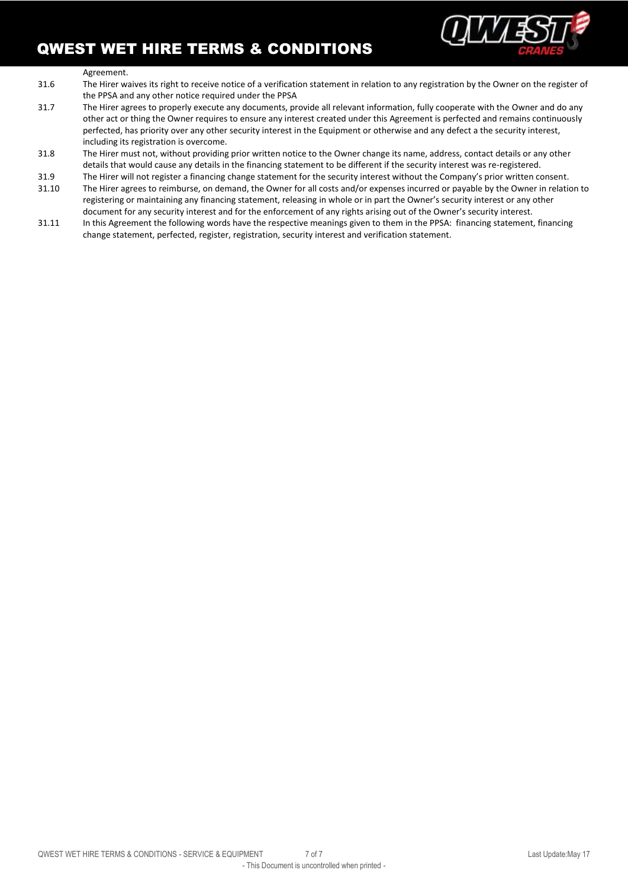Agreement.

31.6 The Hirer waives its right to receive notice of a verification statement in relation to any registration by the Owner on the register of the PPSA and any other notice required under the PPSA

31.7 The Hirer agrees to properly execute any documents, provide all relevant information, fully cooperate with the Owner and do any other act or thing the Owner requires to ensure any interest created under this Agreement is perfected and remains continuously perfected, has priority over any other security interest in the Equipment or otherwise and any defect a the security interest, including its registration is overcome.

31.8 The Hirer must not, without providing prior written notice to the Owner change its name, address, contact details or any other details that would cause any details in the financing statement to be different if the security interest was re-registered.

31.9 The Hirer will not register a financing change statement for the security interest without the Company's prior written consent.

31.10 The Hirer agrees to reimburse, on demand, the Owner for all costs and/or expenses incurred or payable by the Owner in relation to registering or maintaining any financing statement, releasing in whole or in part the Owner's security interest or any other document for any security interest and for the enforcement of any rights arising out of the Owner's security interest.

31.11 In this Agreement the following words have the respective meanings given to them in the PPSA: financing statement, financing change statement, perfected, register, registration, security interest and verification statement.